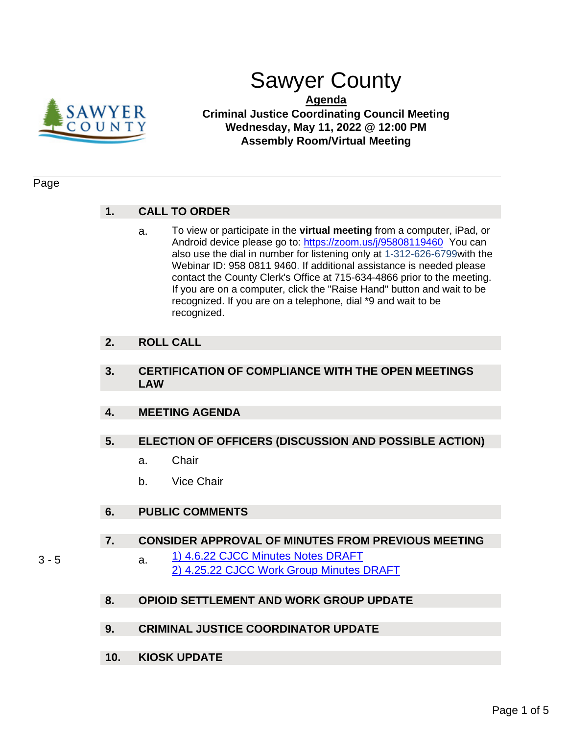# Sawyer County

**Agenda**

**Criminal Justice Coordinating Council Meeting**
**Wednesday, May 11, 2022 @ 12:00 PM**
**Assembly Room/Virtual Meeting**

Page

## 1. CALL TO ORDER

a. To view or participate in the **virtual meeting** from a computer, iPad, or Android device please go to: https://zoom.us/j/95808119460 You can also use the dial in number for listening only at 1-312-626-6799with the Webinar ID: 958 0811 9460. If additional assistance is needed please contact the County Clerk's Office at 715-634-4866 prior to the meeting. If you are on a computer, click the "Raise Hand" button and wait to be recognized. If you are on a telephone, dial *9 and wait to be recognized.

## 2. ROLL CALL

## 3. CERTIFICATION OF COMPLIANCE WITH THE OPEN MEETINGS LAW

## 4. MEETING AGENDA

## 5. ELECTION OF OFFICERS (DISCUSSION AND POSSIBLE ACTION)

a. Chair

b. Vice Chair

## 6. PUBLIC COMMENTS

## 7. CONSIDER APPROVAL OF MINUTES FROM PREVIOUS MEETING

3 - 5 a. 1) 4.6.22 CJCC Minutes Notes DRAFT
2) 4.25.22 CJCC Work Group Minutes DRAFT

## 8. OPIOID SETTLEMENT AND WORK GROUP UPDATE

## 9. CRIMINAL JUSTICE COORDINATOR UPDATE

## 10. KIOSK UPDATE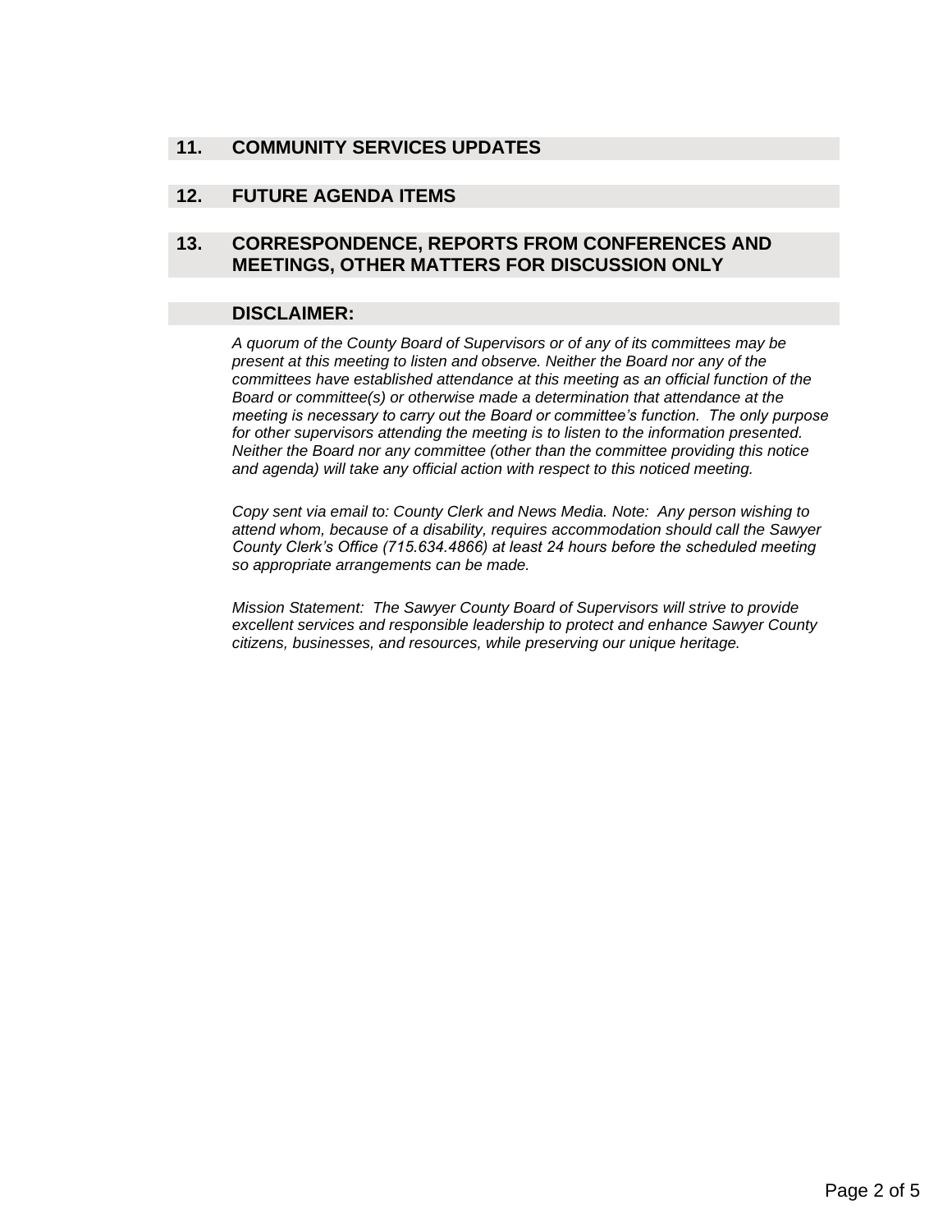## 11. COMMUNITY SERVICES UPDATES

## 12. FUTURE AGENDA ITEMS

## 13. CORRESPONDENCE, REPORTS FROM CONFERENCES AND MEETINGS, OTHER MATTERS FOR DISCUSSION ONLY

## DISCLAIMER:

*A quorum of the County Board of Supervisors or of any of its committees may be present at this meeting to listen and observe. Neither the Board nor any of the committees have established attendance at this meeting as an official function of the Board or committee(s) or otherwise made a determination that attendance at the meeting is necessary to carry out the Board or committee's function. The only purpose for other supervisors attending the meeting is to listen to the information presented. Neither the Board nor any committee (other than the committee providing this notice and agenda) will take any official action with respect to this noticed meeting.*

*Copy sent via email to: County Clerk and News Media. Note: Any person wishing to attend whom, because of a disability, requires accommodation should call the Sawyer County Clerk's Office (715.634.4866) at least 24 hours before the scheduled meeting so appropriate arrangements can be made.*

*Mission Statement: The Sawyer County Board of Supervisors will strive to provide excellent services and responsible leadership to protect and enhance Sawyer County citizens, businesses, and resources, while preserving our unique heritage.*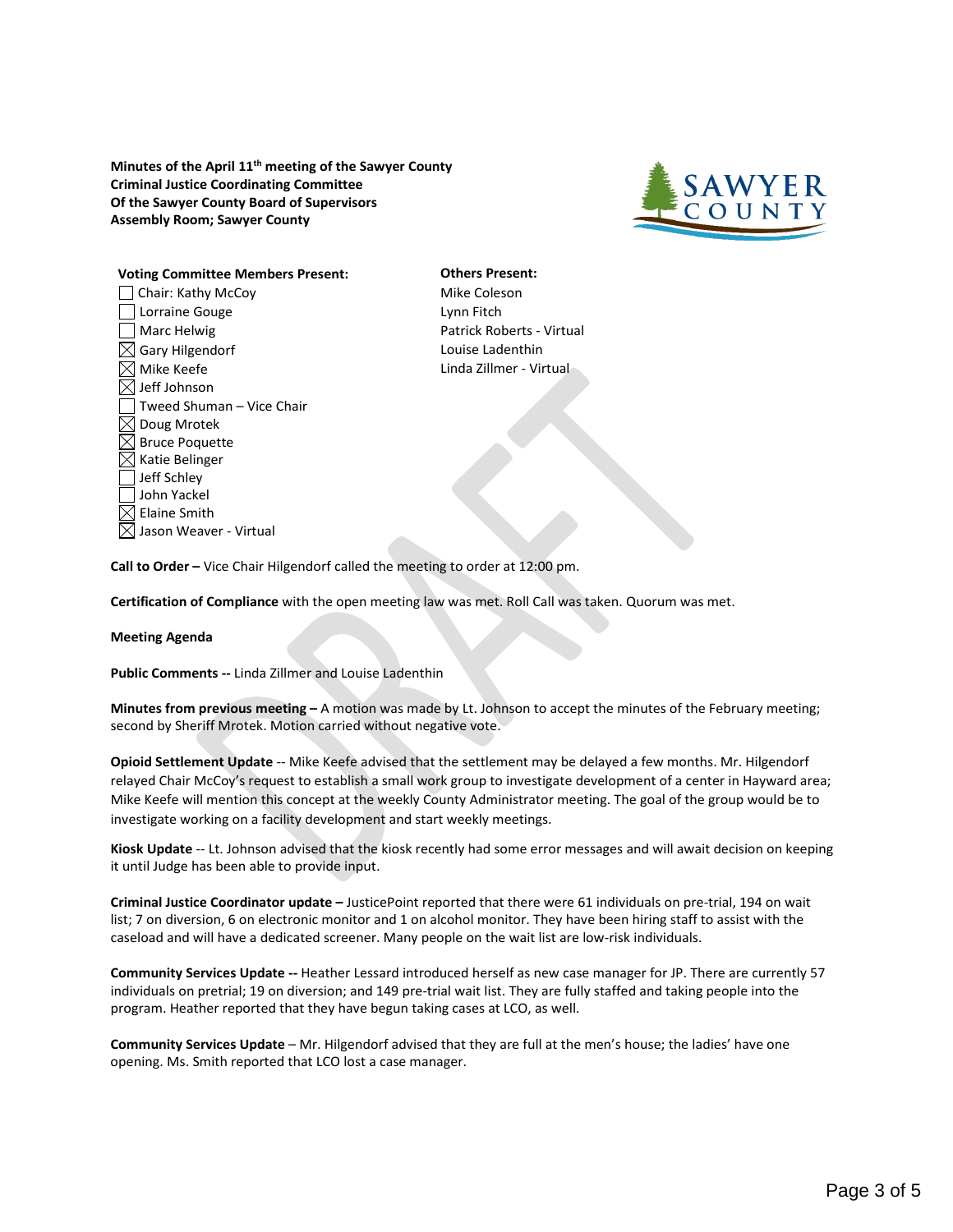**Minutes of the April 11th meeting of the Sawyer County Criminal Justice Coordinating Committee Of the Sawyer County Board of Supervisors Assembly Room; Sawyer County**

**Voting Committee Members Present:**

- ☐ Chair: Kathy McCoy
- ☐ Lorraine Gouge
- ☐ Marc Helwig
- ☒ Gary Hilgendorf
- ☒ Mike Keefe
- ☒ Jeff Johnson
- ☐ Tweed Shuman – Vice Chair
- ☒ Doug Mrotek
- ☒ Bruce Poquette
- ☒ Katie Belinger
- ☐ Jeff Schley
- ☐ John Yackel
- ☒ Elaine Smith
- ☒ Jason Weaver - Virtual

**Others Present:**

- Mike Coleson
- Lynn Fitch
- Patrick Roberts - Virtual
- Louise Ladenthin
- Linda Zillmer - Virtual

**Call to Order –** Vice Chair Hilgendorf called the meeting to order at 12:00 pm.

**Certification of Compliance** with the open meeting law was met. Roll Call was taken. Quorum was met.

**Meeting Agenda**

**Public Comments --** Linda Zillmer and Louise Ladenthin

**Minutes from previous meeting –** A motion was made by Lt. Johnson to accept the minutes of the February meeting; second by Sheriff Mrotek. Motion carried without negative vote.

**Opioid Settlement Update** -- Mike Keefe advised that the settlement may be delayed a few months. Mr. Hilgendorf relayed Chair McCoy's request to establish a small work group to investigate development of a center in Hayward area; Mike Keefe will mention this concept at the weekly County Administrator meeting. The goal of the group would be to investigate working on a facility development and start weekly meetings.

**Kiosk Update** -- Lt. Johnson advised that the kiosk recently had some error messages and will await decision on keeping it until Judge has been able to provide input.

**Criminal Justice Coordinator update –** JusticePoint reported that there were 61 individuals on pre-trial, 194 on wait list; 7 on diversion, 6 on electronic monitor and 1 on alcohol monitor. They have been hiring staff to assist with the caseload and will have a dedicated screener. Many people on the wait list are low-risk individuals.

**Community Services Update --** Heather Lessard introduced herself as new case manager for JP. There are currently 57 individuals on pretrial; 19 on diversion; and 149 pre-trial wait list. They are fully staffed and taking people into the program. Heather reported that they have begun taking cases at LCO, as well.

**Community Services Update** – Mr. Hilgendorf advised that they are full at the men's house; the ladies' have one opening. Ms. Smith reported that LCO lost a case manager.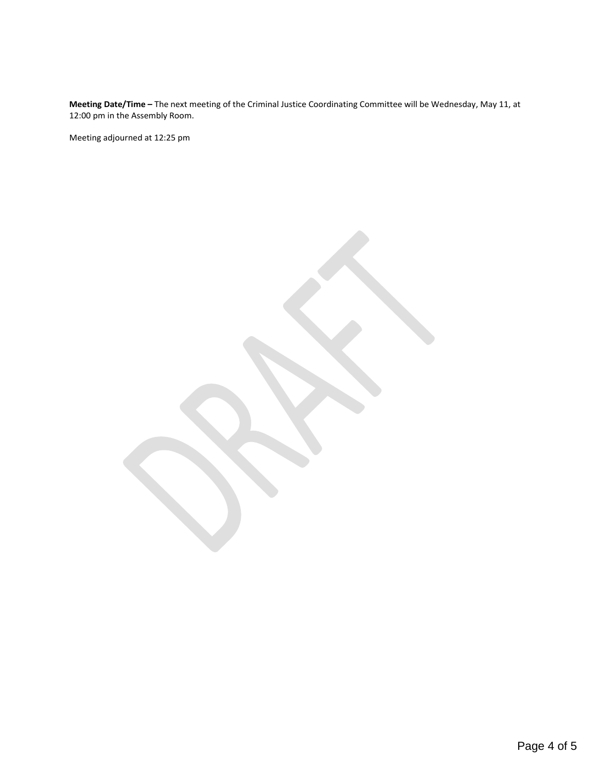**Meeting Date/Time –** The next meeting of the Criminal Justice Coordinating Committee will be Wednesday, May 11, at 12:00 pm in the Assembly Room.

Meeting adjourned at 12:25 pm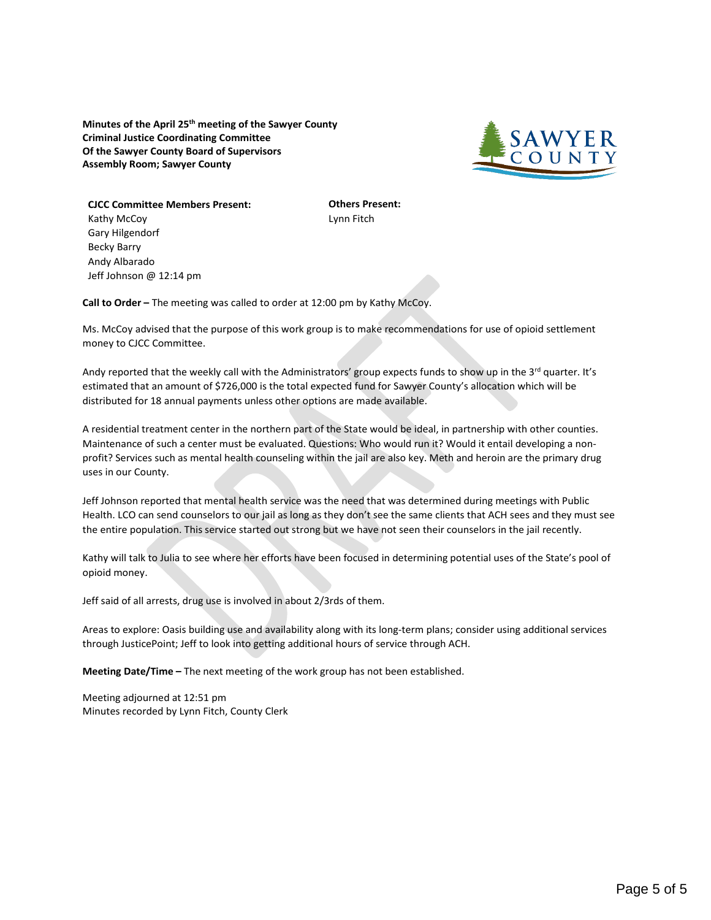**Minutes of the April 25th meeting of the Sawyer County Criminal Justice Coordinating Committee Of the Sawyer County Board of Supervisors Assembly Room; Sawyer County**

**CJCC Committee Members Present:**
Kathy McCoy
Gary Hilgendorf
Becky Barry
Andy Albarado
Jeff Johnson @ 12:14 pm

**Others Present:**
Lynn Fitch

**Call to Order –** The meeting was called to order at 12:00 pm by Kathy McCoy.

Ms. McCoy advised that the purpose of this work group is to make recommendations for use of opioid settlement money to CJCC Committee.

Andy reported that the weekly call with the Administrators' group expects funds to show up in the 3rd quarter. It's estimated that an amount of $726,000 is the total expected fund for Sawyer County's allocation which will be distributed for 18 annual payments unless other options are made available.

A residential treatment center in the northern part of the State would be ideal, in partnership with other counties. Maintenance of such a center must be evaluated. Questions: Who would run it? Would it entail developing a non-profit? Services such as mental health counseling within the jail are also key. Meth and heroin are the primary drug uses in our County.

Jeff Johnson reported that mental health service was the need that was determined during meetings with Public Health. LCO can send counselors to our jail as long as they don't see the same clients that ACH sees and they must see the entire population. This service started out strong but we have not seen their counselors in the jail recently.

Kathy will talk to Julia to see where her efforts have been focused in determining potential uses of the State's pool of opioid money.

Jeff said of all arrests, drug use is involved in about 2/3rds of them.

Areas to explore: Oasis building use and availability along with its long-term plans; consider using additional services through JusticePoint; Jeff to look into getting additional hours of service through ACH.

**Meeting Date/Time –** The next meeting of the work group has not been established.

Meeting adjourned at 12:51 pm
Minutes recorded by Lynn Fitch, County Clerk